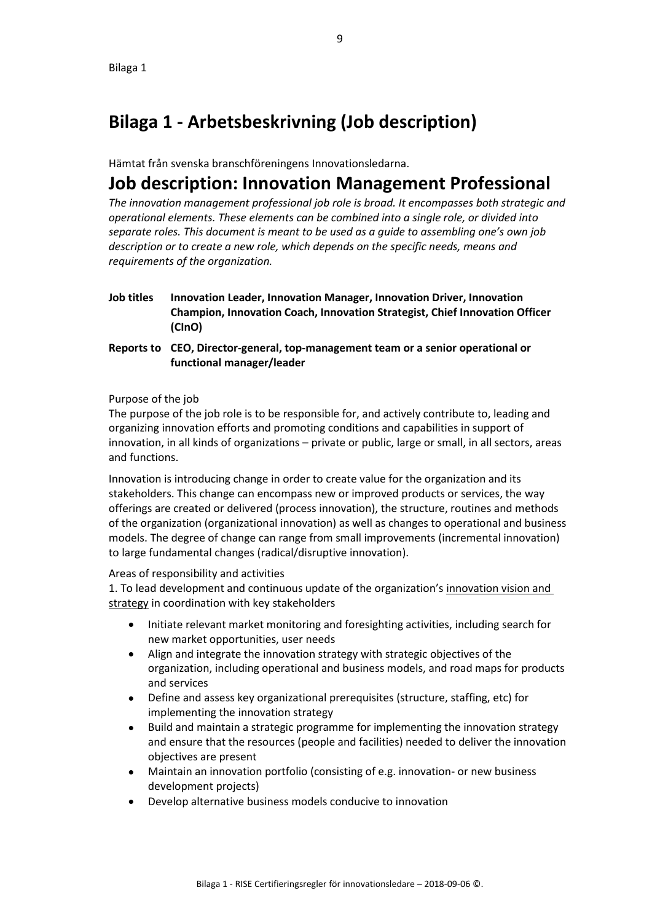# Bilaga 1 - Arbetsbeskrivning (Job description)

Hämtat från svenska branschföreningens Innovationsledarna.

## Job description: Innovation Management Professional

*The innovation management professional job role is broad. It encompasses both strategic and operational elements. These elements can be combined into a single role, or divided into separate roles. This document is meant to be used as a guide to assembling one's own job description or to create a new role, which depends on the specific needs, means and requirements of the organization.*

**Job titles** **Innovation Leader, Innovation Manager, Innovation Driver, Innovation Champion, Innovation Coach, Innovation Strategist, Chief Innovation Officer (CInO)**

**Reports to** **CEO, Director-general, top-management team or a senior operational or functional manager/leader**

Purpose of the job

The purpose of the job role is to be responsible for, and actively contribute to, leading and organizing innovation efforts and promoting conditions and capabilities in support of innovation, in all kinds of organizations – private or public, large or small, in all sectors, areas and functions.

Innovation is introducing change in order to create value for the organization and its stakeholders. This change can encompass new or improved products or services, the way offerings are created or delivered (process innovation), the structure, routines and methods of the organization (organizational innovation) as well as changes to operational and business models. The degree of change can range from small improvements (incremental innovation) to large fundamental changes (radical/disruptive innovation).

Areas of responsibility and activities

1. To lead development and continuous update of the organization's <u>innovation vision and strategy</u> in coordination with key stakeholders

- Initiate relevant market monitoring and foresighting activities, including search for new market opportunities, user needs
- Align and integrate the innovation strategy with strategic objectives of the organization, including operational and business models, and road maps for products and services
- Define and assess key organizational prerequisites (structure, staffing, etc) for implementing the innovation strategy
- Build and maintain a strategic programme for implementing the innovation strategy and ensure that the resources (people and facilities) needed to deliver the innovation objectives are present
- Maintain an innovation portfolio (consisting of e.g. innovation- or new business development projects)
- Develop alternative business models conducive to innovation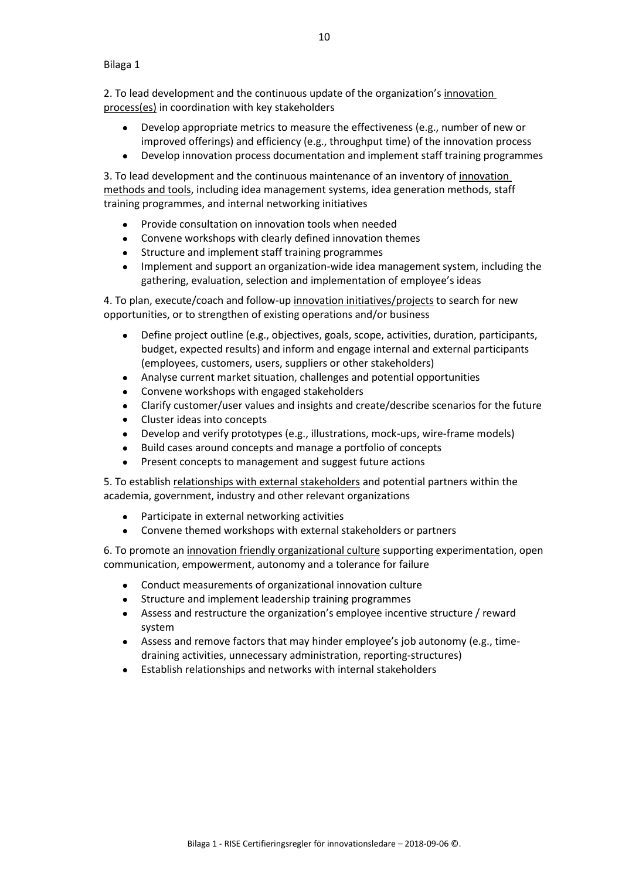Bilaga 1

2. To lead development and the continuous update of the organization's <u>innovation process(es)</u> in coordination with key stakeholders

- Develop appropriate metrics to measure the effectiveness (e.g., number of new or improved offerings) and efficiency (e.g., throughput time) of the innovation process
- Develop innovation process documentation and implement staff training programmes

3. To lead development and the continuous maintenance of an inventory of <u>innovation methods and tools</u>, including idea management systems, idea generation methods, staff training programmes, and internal networking initiatives

- Provide consultation on innovation tools when needed
- Convene workshops with clearly defined innovation themes
- Structure and implement staff training programmes
- Implement and support an organization-wide idea management system, including the gathering, evaluation, selection and implementation of employee's ideas

4. To plan, execute/coach and follow-up <u>innovation initiatives/projects</u> to search for new opportunities, or to strengthen of existing operations and/or business

- Define project outline (e.g., objectives, goals, scope, activities, duration, participants, budget, expected results) and inform and engage internal and external participants (employees, customers, users, suppliers or other stakeholders)
- Analyse current market situation, challenges and potential opportunities
- Convene workshops with engaged stakeholders
- Clarify customer/user values and insights and create/describe scenarios for the future
- Cluster ideas into concepts
- Develop and verify prototypes (e.g., illustrations, mock-ups, wire-frame models)
- Build cases around concepts and manage a portfolio of concepts
- Present concepts to management and suggest future actions

5. To establish <u>relationships with external stakeholders</u> and potential partners within the academia, government, industry and other relevant organizations

- Participate in external networking activities
- Convene themed workshops with external stakeholders or partners

6. To promote an <u>innovation friendly organizational culture</u> supporting experimentation, open communication, empowerment, autonomy and a tolerance for failure

- Conduct measurements of organizational innovation culture
- Structure and implement leadership training programmes
- Assess and restructure the organization's employee incentive structure / reward system
- Assess and remove factors that may hinder employee's job autonomy (e.g., time-draining activities, unnecessary administration, reporting-structures)
- Establish relationships and networks with internal stakeholders